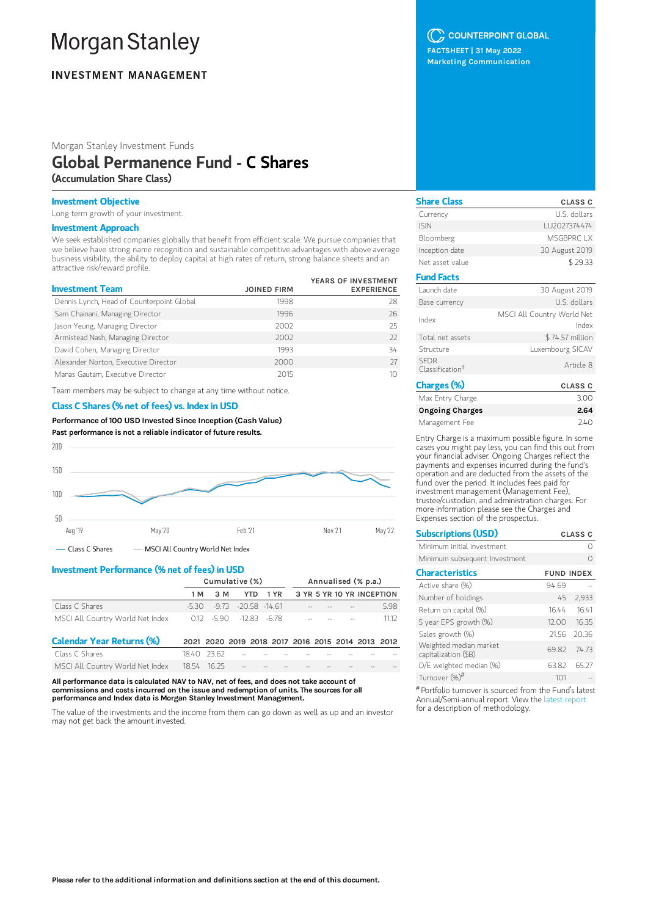# Morgan Stanley

**INVESTMENT MANAGEMENT**

COUNTERPOINT GLOBAL

FACTSHEET | 31 May 2022

Marketing Communication

Morgan Stanley Investment Funds

## Global Permanence Fund - C Shares

**(Accumulation Share Class)**

### Investment Objective

Long term growth of your investment.

### Investment Approach

We seek established companies globally that benefit from efficient scale. We pursue companies that we believe have strong name recognition and sustainable competitive advantages with above average business visibility, the ability to deploy capital at high rates of return, strong balance sheets and an attractive risk/reward profile.

| Investment Team | JOINED FIRM | YEARS OF INVESTMENT EXPERIENCE |
|---|---|---|
| Dennis Lynch, Head of Counterpoint Global | 1998 | 28 |
| Sam Chainani, Managing Director | 1996 | 26 |
| Jason Yeung, Managing Director | 2002 | 25 |
| Armistead Nash, Managing Director | 2002 | 22 |
| David Cohen, Managing Director | 1993 | 34 |
| Alexander Norton, Executive Director | 2000 | 27 |
| Manas Gautam, Executive Director | 2015 | 10 |

Team members may be subject to change at any time without notice.

### Class C Shares (% net of fees) vs. Index in USD

**Performance of 100 USD Invested Since Inception (Cash Value)**

**Past performance is not a reliable indicator of future results.**

— Class C Shares — MSCI All Country World Net Index

### Investment Performance (% net of fees) in USD

| | Cumulative (%) | | | | Annualised (% p.a.) | | | |
|---|---|---|---|---|---|---|---|---|
| | 1 M | 3 M | YTD | 1 YR | 3 YR | 5 YR | 10 YR | INCEPTION |
| Class C Shares | -5.30 | -9.73 | -20.58 | -14.61 | -- | -- | -- | 5.98 |
| MSCI All Country World Net Index | 0.12 | -5.90 | -12.83 | -6.78 | -- | -- | -- | 11.12 |

### Calendar Year Returns (%)

| | 2021 | 2020 | 2019 | 2018 | 2017 | 2016 | 2015 | 2014 | 2013 | 2012 |
|---|---|---|---|---|---|---|---|---|---|---|
| Class C Shares | 18.40 | 23.62 | -- | -- | -- | -- | -- | -- | -- | -- |
| MSCI All Country World Net Index | 18.54 | 16.25 | -- | -- | -- | -- | -- | -- | -- | -- |

**All performance data is calculated NAV to NAV, net of fees, and does not take account of commissions and costs incurred on the issue and redemption of units. The sources for all performance and Index data is Morgan Stanley Investment Management.**

The value of the investments and the income from them can go down as well as up and an investor may not get back the amount invested.

| Share Class | CLASS C |
|---|---|
| Currency | U.S. dollars |
| ISIN | LU2027374474 |
| Bloomberg | MSGBPRC LX |
| Inception date | 30 August 2019 |
| Net asset value | $ 29.33 |

| Fund Facts | |
|---|---|
| Launch date | 30 August 2019 |
| Base currency | U.S. dollars |
| Index | MSCI All Country World Net Index |
| Total net assets | $ 74.57 million |
| Structure | Luxembourg SICAV |
| SFDR Classification† | Article 8 |

| Charges (%) | CLASS C |
|---|---|
| Max Entry Charge | 3.00 |
| **Ongoing Charges** | **2.64** |
| Management Fee | 2.40 |

Entry Charge is a maximum possible figure. In some cases you might pay less, you can find this out from your financial adviser. Ongoing Charges reflect the payments and expenses incurred during the fund's operation and are deducted from the assets of the fund over the period. It includes fees paid for investment management (Management Fee), trustee/custodian, and administration charges. For more information please see the Charges and Expenses section of the prospectus.

| Subscriptions (USD) | CLASS C |
|---|---|
| Minimum initial investment | 0 |
| Minimum subsequent Investment | 0 |

| Characteristics | FUND | INDEX |
|---|---|---|
| Active share (%) | 94.69 | -- |
| Number of holdings | 45 | 2,933 |
| Return on capital (%) | 16.44 | 16.41 |
| 5 year EPS growth (%) | 12.00 | 16.35 |
| Sales growth (%) | 21.56 | 20.36 |
| Weighted median market capitalization ($B) | 69.82 | 74.73 |
| D/E weighted median (%) | 63.82 | 65.27 |
| Turnover (%)# | 101 | -- |

# Portfolio turnover is sourced from the Fund's latest Annual/Semi-annual report. View the latest report for a description of methodology.

**Please refer to the additional information and definitions section at the end of this document.**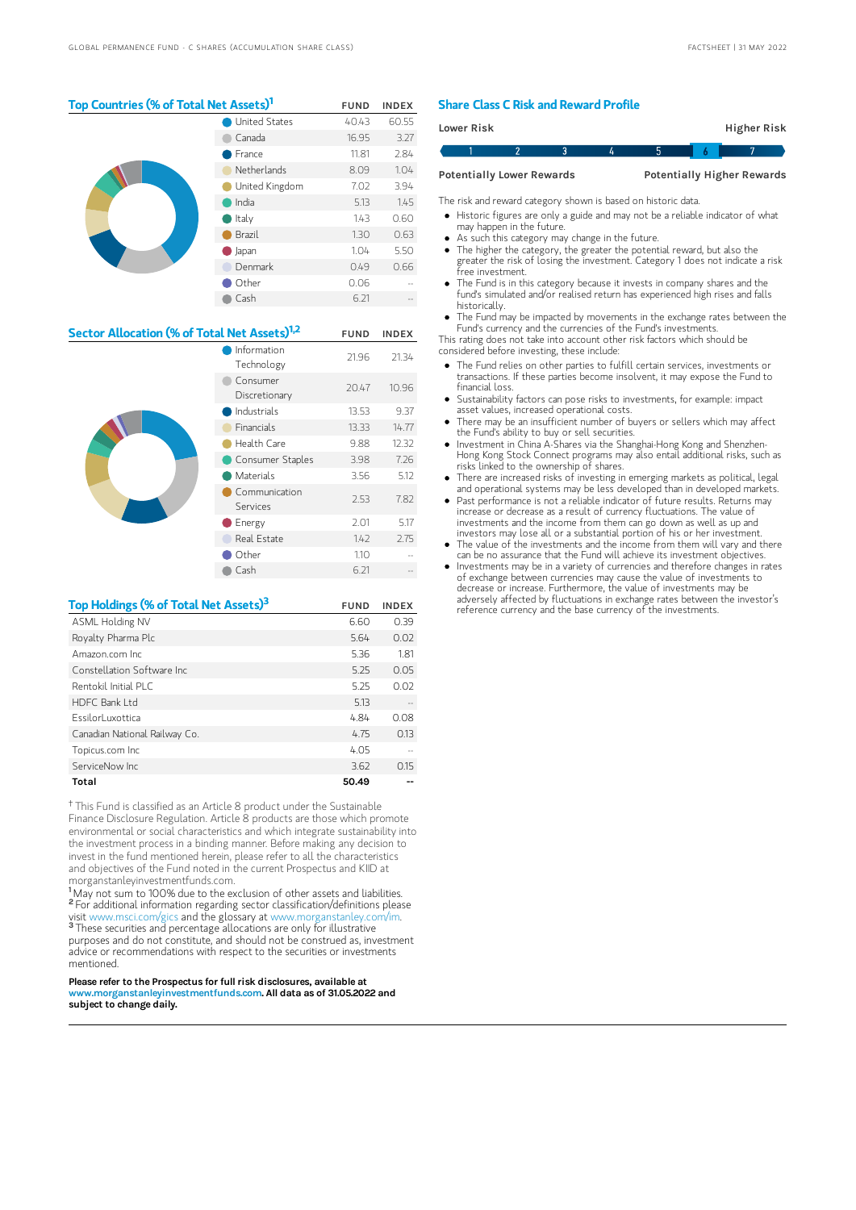## Top Countries (% of Total Net Assets)[1]

| | FUND | INDEX |
|---|---|---|
| United States | 40.43 | 60.55 |
| Canada | 16.95 | 3.27 |
| France | 11.81 | 2.84 |
| Netherlands | 8.09 | 1.04 |
| United Kingdom | 7.02 | 3.94 |
| India | 5.13 | 1.45 |
| Italy | 1.43 | 0.60 |
| Brazil | 1.30 | 0.63 |
| Japan | 1.04 | 5.50 |
| Denmark | 0.49 | 0.66 |
| Other | 0.06 | -- |
| Cash | 6.21 | -- |

## Sector Allocation (% of Total Net Assets)[1,2]

| | FUND | INDEX |
|---|---|---|
| Information Technology | 21.96 | 21.34 |
| Consumer Discretionary | 20.47 | 10.96 |
| Industrials | 13.53 | 9.37 |
| Financials | 13.33 | 14.77 |
| Health Care | 9.88 | 12.32 |
| Consumer Staples | 3.98 | 7.26 |
| Materials | 3.56 | 5.12 |
| Communication Services | 2.53 | 7.82 |
| Energy | 2.01 | 5.17 |
| Real Estate | 1.42 | 2.75 |
| Other | 1.10 | -- |
| Cash | 6.21 | -- |

## Top Holdings (% of Total Net Assets)[3]

| | FUND | INDEX |
|---|---|---|
| ASML Holding NV | 6.60 | 0.39 |
| Royalty Pharma Plc | 5.64 | 0.02 |
| Amazon.com Inc | 5.36 | 1.81 |
| Constellation Software Inc | 5.25 | 0.05 |
| Rentokil Initial PLC | 5.25 | 0.02 |
| HDFC Bank Ltd | 5.13 | -- |
| EssilorLuxottica | 4.84 | 0.08 |
| Canadian National Railway Co. | 4.75 | 0.13 |
| Topicus.com Inc | 4.05 | -- |
| ServiceNow Inc | 3.62 | 0.15 |
| **Total** | **50.49** | **--** |

† This Fund is classified as an Article 8 product under the Sustainable Finance Disclosure Regulation. Article 8 products are those which promote environmental or social characteristics and which integrate sustainability into the investment process in a binding manner. Before making any decision to invest in the fund mentioned herein, please refer to all the characteristics and objectives of the Fund noted in the current Prospectus and KIID at morganstanleyinvestmentfunds.com.

[1] May not sum to 100% due to the exclusion of other assets and liabilities.
[2] For additional information regarding sector classification/definitions please visit www.msci.com/gics and the glossary at www.morganstanley.com/im.
[3] These securities and percentage allocations are only for illustrative purposes and do not constitute, and should not be construed as, investment advice or recommendations with respect to the securities or investments mentioned.

**Please refer to the Prospectus for full risk disclosures, available at www.morganstanleyinvestmentfunds.com. All data as of 31.05.2022 and subject to change daily.**

## Share Class C Risk and Reward Profile

| Lower Risk | | | | | | Higher Risk |
|---|---|---|---|---|---|---|
| 1 | 2 | 3 | 4 | 5 | **6** | 7 |
| Potentially Lower Rewards | | | | | | Potentially Higher Rewards |

The risk and reward category shown is based on historic data.

- Historic figures are only a guide and may not be a reliable indicator of what may happen in the future.
- As such this category may change in the future.
- The higher the category, the greater the potential reward, but also the greater the risk of losing the investment. Category 1 does not indicate a risk free investment.
- The Fund is in this category because it invests in company shares and the fund's simulated and/or realised return has experienced high rises and falls historically.
- The Fund may be impacted by movements in the exchange rates between the Fund's currency and the currencies of the Fund's investments.

This rating does not take into account other risk factors which should be considered before investing, these include:

- The Fund relies on other parties to fulfill certain services, investments or transactions. If these parties become insolvent, it may expose the Fund to financial loss.
- Sustainability factors can pose risks to investments, for example: impact asset values, increased operational costs.
- There may be an insufficient number of buyers or sellers which may affect the Fund's ability to buy or sell securities.
- Investment in China A-Shares via the Shanghai-Hong Kong and Shenzhen-Hong Kong Stock Connect programs may also entail additional risks, such as risks linked to the ownership of shares.
- There are increased risks of investing in emerging markets as political, legal and operational systems may be less developed than in developed markets.
- Past performance is not a reliable indicator of future results. Returns may increase or decrease as a result of currency fluctuations. The value of investments and the income from them can go down as well as up and investors may lose all or a substantial portion of his or her investment.
- The value of the investments and the income from them will vary and there can be no assurance that the Fund will achieve its investment objectives.
- Investments may be in a variety of currencies and therefore changes in rates of exchange between currencies may cause the value of investments to decrease or increase. Furthermore, the value of investments may be adversely affected by fluctuations in exchange rates between the investor's reference currency and the base currency of the investments.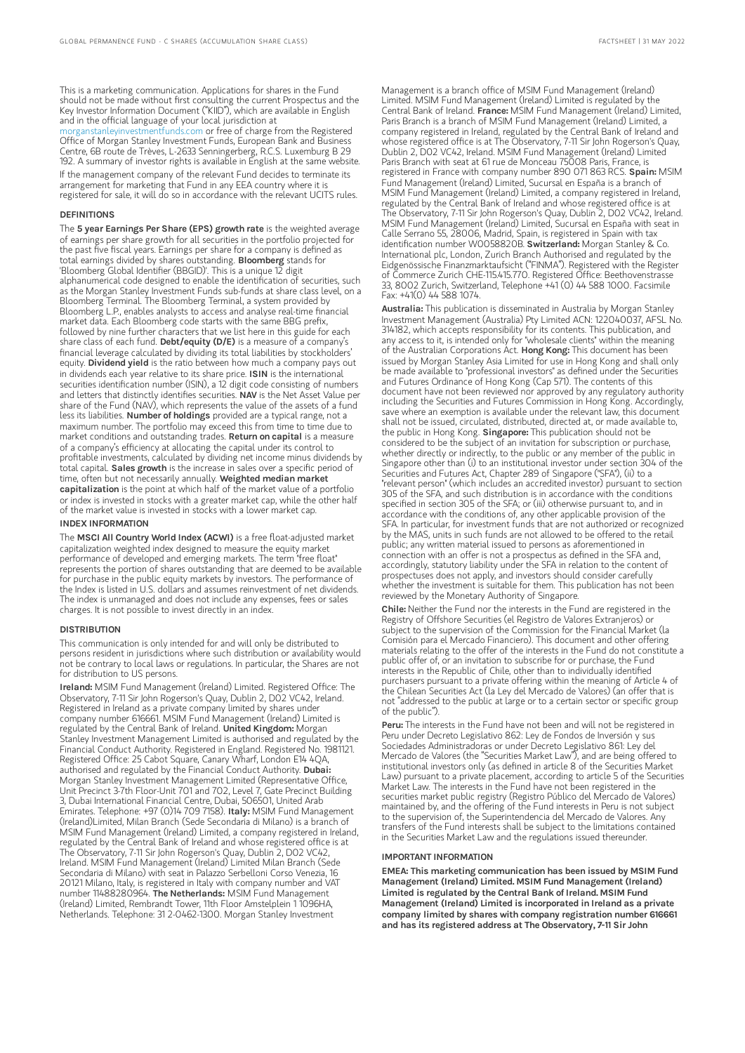This is a marketing communication. Applications for shares in the Fund should not be made without first consulting the current Prospectus and the Key Investor Information Document ("KIID"), which are available in English and in the official language of your local jurisdiction at morganstanleyinvestmentfunds.com or free of charge from the Registered Office of Morgan Stanley Investment Funds, European Bank and Business Centre, 6B route de Trèves, L-2633 Senningerberg, R.C.S. Luxemburg B 29 192. A summary of investor rights is available in English at the same website.

If the management company of the relevant Fund decides to terminate its arrangement for marketing that Fund in any EEA country where it is registered for sale, it will do so in accordance with the relevant UCITS rules.

## DEFINITIONS

The **5 year Earnings Per Share (EPS) growth rate** is the weighted average of earnings per share growth for all securities in the portfolio projected for the past five fiscal years. Earnings per share for a company is defined as total earnings divided by shares outstanding. **Bloomberg** stands for 'Bloomberg Global Identifier (BBGID)'. This is a unique 12 digit alphanumerical code designed to enable the identification of securities, such as the Morgan Stanley Investment Funds sub-funds at share class level, on a Bloomberg Terminal. The Bloomberg Terminal, a system provided by Bloomberg L.P., enables analysts to access and analyse real-time financial market data. Each Bloomberg code starts with the same BBG prefix, followed by nine further characters that we list here in this guide for each share class of each fund. **Debt/equity (D/E)** is a measure of a company's financial leverage calculated by dividing its total liabilities by stockholders' equity. **Dividend yield** is the ratio between how much a company pays out in dividends each year relative to its share price. **ISIN** is the international securities identification number (ISIN), a 12 digit code consisting of numbers and letters that distinctly identifies securities. **NAV** is the Net Asset Value per share of the Fund (NAV), which represents the value of the assets of a fund less its liabilities. **Number of holdings** provided are a typical range, not a maximum number. The portfolio may exceed this from time to time due to market conditions and outstanding trades. **Return on capital** is a measure of a company's efficiency at allocating the capital under its control to profitable investments, calculated by dividing net income minus dividends by total capital. **Sales growth** is the increase in sales over a specific period of time, often but not necessarily annually. **Weighted median market capitalization** is the point at which half of the market value of a portfolio or index is invested in stocks with a greater market cap, while the other half of the market value is invested in stocks with a lower market cap.

## INDEX INFORMATION

The **MSCI All Country World Index (ACWI)** is a free float-adjusted market capitalization weighted index designed to measure the equity market performance of developed and emerging markets. The term "free float" represents the portion of shares outstanding that are deemed to be available for purchase in the public equity markets by investors. The performance of the Index is listed in U.S. dollars and assumes reinvestment of net dividends. The index is unmanaged and does not include any expenses, fees or sales charges. It is not possible to invest directly in an index.

## DISTRIBUTION

This communication is only intended for and will only be distributed to persons resident in jurisdictions where such distribution or availability would not be contrary to local laws or regulations. In particular, the Shares are not for distribution to US persons.

**Ireland:** MSIM Fund Management (Ireland) Limited. Registered Office: The Observatory, 7-11 Sir John Rogerson's Quay, Dublin 2, D02 VC42, Ireland. Registered in Ireland as a private company limited by shares under company number 616661. MSIM Fund Management (Ireland) Limited is regulated by the Central Bank of Ireland. **United Kingdom:** Morgan Stanley Investment Management Limited is authorised and regulated by the Financial Conduct Authority. Registered in England. Registered No. 1981121. Registered Office: 25 Cabot Square, Canary Wharf, London E14 4QA, authorised and regulated by the Financial Conduct Authority. **Dubai:** Morgan Stanley Investment Management Limited (Representative Office, Unit Precinct 3-7th Floor-Unit 701 and 702, Level 7, Gate Precinct Building 3, Dubai International Financial Centre, Dubai, 506501, United Arab Emirates. Telephone: +97 (0)14 709 7158). **Italy:** MSIM Fund Management (Ireland)Limited, Milan Branch (Sede Secondaria di Milano) is a branch of MSIM Fund Management (Ireland) Limited, a company registered in Ireland, regulated by the Central Bank of Ireland and whose registered office is at The Observatory, 7-11 Sir John Rogerson's Quay, Dublin 2, D02 VC42, Ireland. MSIM Fund Management (Ireland) Limited Milan Branch (Sede Secondaria di Milano) with seat in Palazzo Serbelloni Corso Venezia, 16 20121 Milano, Italy, is registered in Italy with company number and VAT number 11488280964. **The Netherlands:** MSIM Fund Management (Ireland) Limited, Rembrandt Tower, 11th Floor Amstelplein 1 1096HA, Netherlands. Telephone: 31 2-0462-1300. Morgan Stanley Investment Management is a branch office of MSIM Fund Management (Ireland) Limited. MSIM Fund Management (Ireland) Limited is regulated by the Central Bank of Ireland. **France:** MSIM Fund Management (Ireland) Limited, Paris Branch is a branch of MSIM Fund Management (Ireland) Limited, a company registered in Ireland, regulated by the Central Bank of Ireland and whose registered office is at The Observatory, 7-11 Sir John Rogerson's Quay, Dublin 2, D02 VC42, Ireland. MSIM Fund Management (Ireland) Limited Paris Branch with seat at 61 rue de Monceau 75008 Paris, France, is registered in France with company number 890 071 863 RCS. **Spain:** MSIM Fund Management (Ireland) Limited, Sucursal en España is a branch of MSIM Fund Management (Ireland) Limited, a company registered in Ireland, regulated by the Central Bank of Ireland and whose registered office is at The Observatory, 7-11 Sir John Rogerson's Quay, Dublin 2, D02 VC42, Ireland. MSIM Fund Management (Ireland) Limited, Sucursal en España with seat in Calle Serrano 55, 28006, Madrid, Spain, is registered in Spain with tax identification number W0058820B. **Switzerland:** Morgan Stanley & Co. International plc, London, Zurich Branch Authorised and regulated by the Eidgenössische Finanzmarktaufsicht ("FINMA"). Registered with the Register of Commerce Zurich CHE-115.415.770. Registered Office: Beethovenstrasse 33, 8002 Zurich, Switzerland, Telephone +41 (0) 44 588 1000. Facsimile Fax: +41(0) 44 588 1074.

**Australia:** This publication is disseminated in Australia by Morgan Stanley Investment Management (Australia) Pty Limited ACN: 122040037, AFSL No. 314182, which accepts responsibility for its contents. This publication, and any access to it, is intended only for "wholesale clients" within the meaning of the Australian Corporations Act. **Hong Kong:** This document has been issued by Morgan Stanley Asia Limited for use in Hong Kong and shall only be made available to "professional investors" as defined under the Securities and Futures Ordinance of Hong Kong (Cap 571). The contents of this document have not been reviewed nor approved by any regulatory authority including the Securities and Futures Commission in Hong Kong. Accordingly, save where an exemption is available under the relevant law, this document shall not be issued, circulated, distributed, directed at, or made available to, the public in Hong Kong. **Singapore:** This publication should not be considered to be the subject of an invitation for subscription or purchase, whether directly or indirectly, to the public or any member of the public in Singapore other than (i) to an institutional investor under section 304 of the Securities and Futures Act, Chapter 289 of Singapore ("SFA"), (ii) to a "relevant person" (which includes an accredited investor) pursuant to section 305 of the SFA, and such distribution is in accordance with the conditions specified in section 305 of the SFA; or (iii) otherwise pursuant to, and in accordance with the conditions of, any other applicable provision of the SFA. In particular, for investment funds that are not authorized or recognized by the MAS, units in such funds are not allowed to be offered to the retail public; any written material issued to persons as aforementioned in connection with an offer is not a prospectus as defined in the SFA and, accordingly, statutory liability under the SFA in relation to the content of prospectuses does not apply, and investors should consider carefully whether the investment is suitable for them. This publication has not been reviewed by the Monetary Authority of Singapore.

**Chile:** Neither the Fund nor the interests in the Fund are registered in the Registry of Offshore Securities (el Registro de Valores Extranjeros) or subject to the supervision of the Commission for the Financial Market (la Comisión para el Mercado Financiero). This document and other offering materials relating to the offer of the interests in the Fund do not constitute a public offer of, or an invitation to subscribe for or purchase, the Fund interests in the Republic of Chile, other than to individually identified purchasers pursuant to a private offering within the meaning of Article 4 of the Chilean Securities Act (la Ley del Mercado de Valores) (an offer that is not "addressed to the public at large or to a certain sector or specific group of the public").

**Peru:** The interests in the Fund have not been and will not be registered in Peru under Decreto Legislativo 862: Ley de Fondos de Inversión y sus Sociedades Administradoras or under Decreto Legislativo 861: Ley del Mercado de Valores (the "Securities Market Law"), and are being offered to institutional investors only (as defined in article 8 of the Securities Market Law) pursuant to a private placement, according to article 5 of the Securities Market Law. The interests in the Fund have not been registered in the securities market public registry (Registro Público del Mercado de Valores) maintained by, and the offering of the Fund interests in Peru is not subject to the supervision of, the Superintendencia del Mercado de Valores. Any transfers of the Fund interests shall be subject to the limitations contained in the Securities Market Law and the regulations issued thereunder.

## IMPORTANT INFORMATION

**EMEA: This marketing communication has been issued by MSIM Fund Management (Ireland) Limited. MSIM Fund Management (Ireland) Limited is regulated by the Central Bank of Ireland. MSIM Fund Management (Ireland) Limited is incorporated in Ireland as a private company limited by shares with company registration number 616661 and has its registered address at The Observatory, 7-11 Sir John**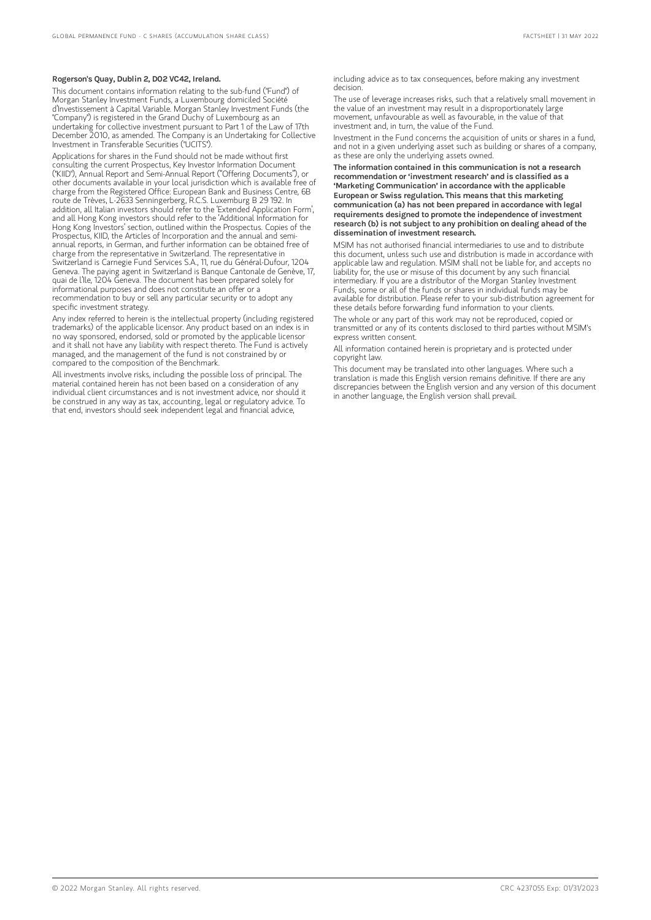**Rogerson's Quay, Dublin 2, D02 VC42, Ireland.**

This document contains information relating to the sub-fund ("Fund") of Morgan Stanley Investment Funds, a Luxembourg domiciled Société d'Investissement à Capital Variable. Morgan Stanley Investment Funds (the "Company") is registered in the Grand Duchy of Luxembourg as an undertaking for collective investment pursuant to Part 1 of the Law of 17th December 2010, as amended. The Company is an Undertaking for Collective Investment in Transferable Securities ("UCITS").

Applications for shares in the Fund should not be made without first consulting the current Prospectus, Key Investor Information Document ("KIID"), Annual Report and Semi-Annual Report ("Offering Documents"), or other documents available in your local jurisdiction which is available free of charge from the Registered Office: European Bank and Business Centre, 6B route de Trèves, L-2633 Senningerberg, R.C.S. Luxemburg B 29 192. In addition, all Italian investors should refer to the 'Extended Application Form', and all Hong Kong investors should refer to the 'Additional Information for Hong Kong Investors' section, outlined within the Prospectus. Copies of the Prospectus, KIID, the Articles of Incorporation and the annual and semi-annual reports, in German, and further information can be obtained free of charge from the representative in Switzerland. The representative in Switzerland is Carnegie Fund Services S.A., 11, rue du Général-Dufour, 1204 Geneva. The paying agent in Switzerland is Banque Cantonale de Genève, 17, quai de l'Ile, 1204 Geneva. The document has been prepared solely for informational purposes and does not constitute an offer or a recommendation to buy or sell any particular security or to adopt any specific investment strategy.

Any index referred to herein is the intellectual property (including registered trademarks) of the applicable licensor. Any product based on an index is in no way sponsored, endorsed, sold or promoted by the applicable licensor and it shall not have any liability with respect thereto. The Fund is actively managed, and the management of the fund is not constrained by or compared to the composition of the Benchmark.

All investments involve risks, including the possible loss of principal. The material contained herein has not been based on a consideration of any individual client circumstances and is not investment advice, nor should it be construed in any way as tax, accounting, legal or regulatory advice. To that end, investors should seek independent legal and financial advice, including advice as to tax consequences, before making any investment decision.

The use of leverage increases risks, such that a relatively small movement in the value of an investment may result in a disproportionately large movement, unfavourable as well as favourable, in the value of that investment and, in turn, the value of the Fund.

Investment in the Fund concerns the acquisition of units or shares in a fund, and not in a given underlying asset such as building or shares of a company, as these are only the underlying assets owned.

**The information contained in this communication is not a research recommendation or 'investment research' and is classified as a 'Marketing Communication' in accordance with the applicable European or Swiss regulation. This means that this marketing communication (a) has not been prepared in accordance with legal requirements designed to promote the independence of investment research (b) is not subject to any prohibition on dealing ahead of the dissemination of investment research.**

MSIM has not authorised financial intermediaries to use and to distribute this document, unless such use and distribution is made in accordance with applicable law and regulation. MSIM shall not be liable for, and accepts no liability for, the use or misuse of this document by any such financial intermediary. If you are a distributor of the Morgan Stanley Investment Funds, some or all of the funds or shares in individual funds may be available for distribution. Please refer to your sub-distribution agreement for these details before forwarding fund information to your clients.

The whole or any part of this work may not be reproduced, copied or transmitted or any of its contents disclosed to third parties without MSIM's express written consent.

All information contained herein is proprietary and is protected under copyright law.

This document may be translated into other languages. Where such a translation is made this English version remains definitive. If there are any discrepancies between the English version and any version of this document in another language, the English version shall prevail.

© 2022 Morgan Stanley. All rights reserved.

CRC 4237055 Exp: 01/31/2023